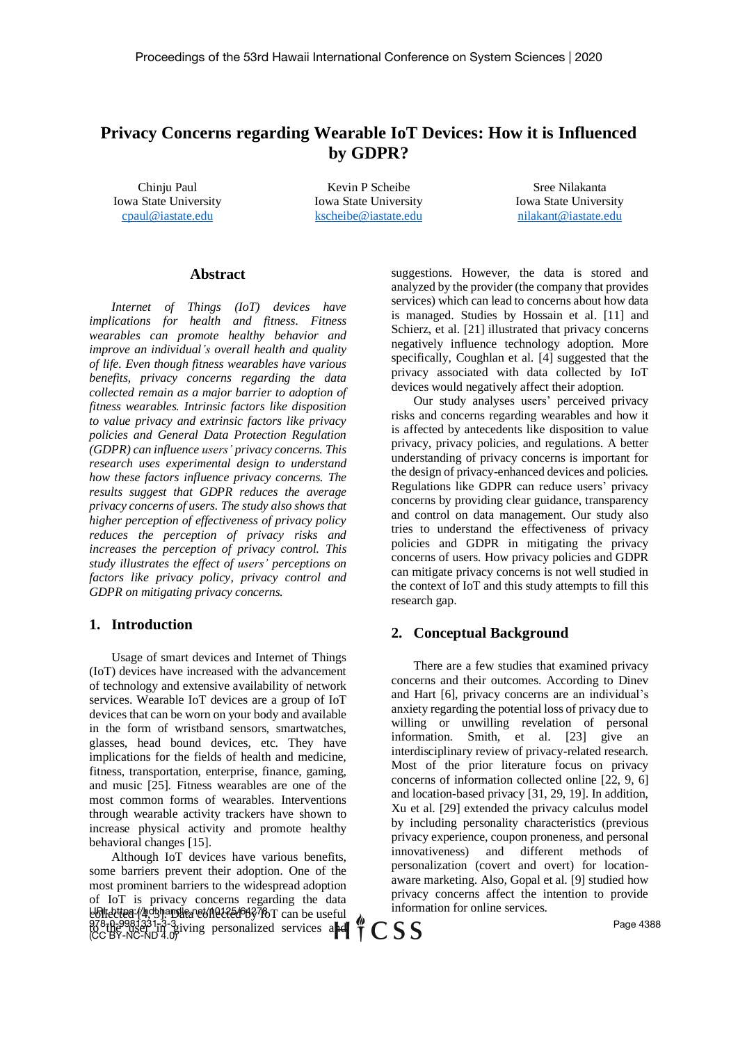# Privacy Concerns regarding Wearable IoT Devices: How it is Influenced by GDPR?

Chinju Paul
Iowa State University
cpaul@iastate.edu

Kevin P Scheibe
Iowa State University
kscheibe@iastate.edu

Sree Nilakanta
Iowa State University
nilakant@iastate.edu

## Abstract

*Internet of Things (IoT) devices have implications for health and fitness. Fitness wearables can promote healthy behavior and improve an individual's overall health and quality of life. Even though fitness wearables have various benefits, privacy concerns regarding the data collected remain as a major barrier to adoption of fitness wearables. Intrinsic factors like disposition to value privacy and extrinsic factors like privacy policies and General Data Protection Regulation (GDPR) can influence users' privacy concerns. This research uses experimental design to understand how these factors influence privacy concerns. The results suggest that GDPR reduces the average privacy concerns of users. The study also shows that higher perception of effectiveness of privacy policy reduces the perception of privacy risks and increases the perception of privacy control. This study illustrates the effect of users' perceptions on factors like privacy policy, privacy control and GDPR on mitigating privacy concerns.*

## 1. Introduction

Usage of smart devices and Internet of Things (IoT) devices have increased with the advancement of technology and extensive availability of network services. Wearable IoT devices are a group of IoT devices that can be worn on your body and available in the form of wristband sensors, smartwatches, glasses, head bound devices, etc. They have implications for the fields of health and medicine, fitness, transportation, enterprise, finance, gaming, and music [25]. Fitness wearables are one of the most common forms of wearables. Interventions through wearable activity trackers have shown to increase physical activity and promote healthy behavioral changes [15].

Although IoT devices have various benefits, some barriers prevent their adoption. One of the most prominent barriers to the widespread adoption of IoT is privacy concerns regarding the data collected [4, 5]. Data collected by IoT can be useful to the user in giving personalized services and suggestions. However, the data is stored and analyzed by the provider (the company that provides services) which can lead to concerns about how data is managed. Studies by Hossain et al. [11] and Schierz, et al. [21] illustrated that privacy concerns negatively influence technology adoption. More specifically, Coughlan et al. [4] suggested that the privacy associated with data collected by IoT devices would negatively affect their adoption.

Our study analyses users' perceived privacy risks and concerns regarding wearables and how it is affected by antecedents like disposition to value privacy, privacy policies, and regulations. A better understanding of privacy concerns is important for the design of privacy-enhanced devices and policies. Regulations like GDPR can reduce users' privacy concerns by providing clear guidance, transparency and control on data management. Our study also tries to understand the effectiveness of privacy policies and GDPR in mitigating the privacy concerns of users. How privacy policies and GDPR can mitigate privacy concerns is not well studied in the context of IoT and this study attempts to fill this research gap.

## 2. Conceptual Background

There are a few studies that examined privacy concerns and their outcomes. According to Dinev and Hart [6], privacy concerns are an individual's anxiety regarding the potential loss of privacy due to willing or unwilling revelation of personal information. Smith, et al. [23] give an interdisciplinary review of privacy-related research. Most of the prior literature focus on privacy concerns of information collected online [22, 9, 6] and location-based privacy [31, 29, 19]. In addition, Xu et al. [29] extended the privacy calculus model by including personality characteristics (previous privacy experience, coupon proneness, and personal innovativeness) and different methods of personalization (covert and overt) for location-aware marketing. Also, Gopal et al. [9] studied how privacy concerns affect the intention to provide information for online services.

URI: https://hdl.handle.net/10125/64278
978-0-9981331-3-3
(CC BY-NC-ND 4.0)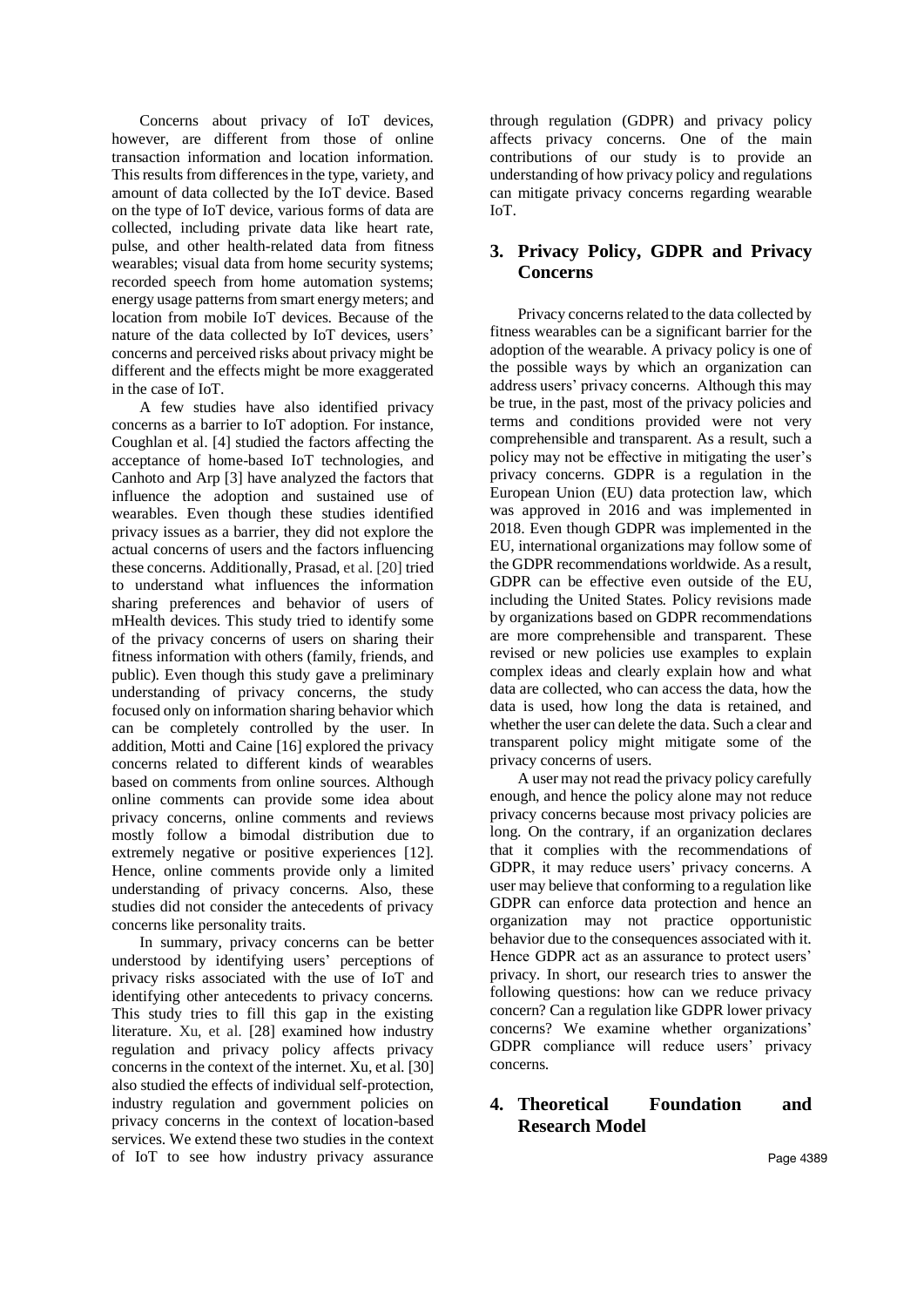Concerns about privacy of IoT devices, however, are different from those of online transaction information and location information. This results from differences in the type, variety, and amount of data collected by the IoT device. Based on the type of IoT device, various forms of data are collected, including private data like heart rate, pulse, and other health-related data from fitness wearables; visual data from home security systems; recorded speech from home automation systems; energy usage patterns from smart energy meters; and location from mobile IoT devices. Because of the nature of the data collected by IoT devices, users' concerns and perceived risks about privacy might be different and the effects might be more exaggerated in the case of IoT.

A few studies have also identified privacy concerns as a barrier to IoT adoption. For instance, Coughlan et al. [4] studied the factors affecting the acceptance of home-based IoT technologies, and Canhoto and Arp [3] have analyzed the factors that influence the adoption and sustained use of wearables. Even though these studies identified privacy issues as a barrier, they did not explore the actual concerns of users and the factors influencing these concerns. Additionally, Prasad, et al. [20] tried to understand what influences the information sharing preferences and behavior of users of mHealth devices. This study tried to identify some of the privacy concerns of users on sharing their fitness information with others (family, friends, and public). Even though this study gave a preliminary understanding of privacy concerns, the study focused only on information sharing behavior which can be completely controlled by the user. In addition, Motti and Caine [16] explored the privacy concerns related to different kinds of wearables based on comments from online sources. Although online comments can provide some idea about privacy concerns, online comments and reviews mostly follow a bimodal distribution due to extremely negative or positive experiences [12]. Hence, online comments provide only a limited understanding of privacy concerns. Also, these studies did not consider the antecedents of privacy concerns like personality traits.

In summary, privacy concerns can be better understood by identifying users' perceptions of privacy risks associated with the use of IoT and identifying other antecedents to privacy concerns. This study tries to fill this gap in the existing literature. Xu, et al. [28] examined how industry regulation and privacy policy affects privacy concerns in the context of the internet. Xu, et al. [30] also studied the effects of individual self-protection, industry regulation and government policies on privacy concerns in the context of location-based services. We extend these two studies in the context of IoT to see how industry privacy assurance through regulation (GDPR) and privacy policy affects privacy concerns. One of the main contributions of our study is to provide an understanding of how privacy policy and regulations can mitigate privacy concerns regarding wearable IoT.

## 3. Privacy Policy, GDPR and Privacy Concerns

Privacy concerns related to the data collected by fitness wearables can be a significant barrier for the adoption of the wearable. A privacy policy is one of the possible ways by which an organization can address users' privacy concerns. Although this may be true, in the past, most of the privacy policies and terms and conditions provided were not very comprehensible and transparent. As a result, such a policy may not be effective in mitigating the user's privacy concerns. GDPR is a regulation in the European Union (EU) data protection law, which was approved in 2016 and was implemented in 2018. Even though GDPR was implemented in the EU, international organizations may follow some of the GDPR recommendations worldwide. As a result, GDPR can be effective even outside of the EU, including the United States. Policy revisions made by organizations based on GDPR recommendations are more comprehensible and transparent. These revised or new policies use examples to explain complex ideas and clearly explain how and what data are collected, who can access the data, how the data is used, how long the data is retained, and whether the user can delete the data. Such a clear and transparent policy might mitigate some of the privacy concerns of users.

A user may not read the privacy policy carefully enough, and hence the policy alone may not reduce privacy concerns because most privacy policies are long. On the contrary, if an organization declares that it complies with the recommendations of GDPR, it may reduce users' privacy concerns. A user may believe that conforming to a regulation like GDPR can enforce data protection and hence an organization may not practice opportunistic behavior due to the consequences associated with it. Hence GDPR act as an assurance to protect users' privacy. In short, our research tries to answer the following questions: how can we reduce privacy concern? Can a regulation like GDPR lower privacy concerns? We examine whether organizations' GDPR compliance will reduce users' privacy concerns.

## 4. Theoretical Foundation and Research Model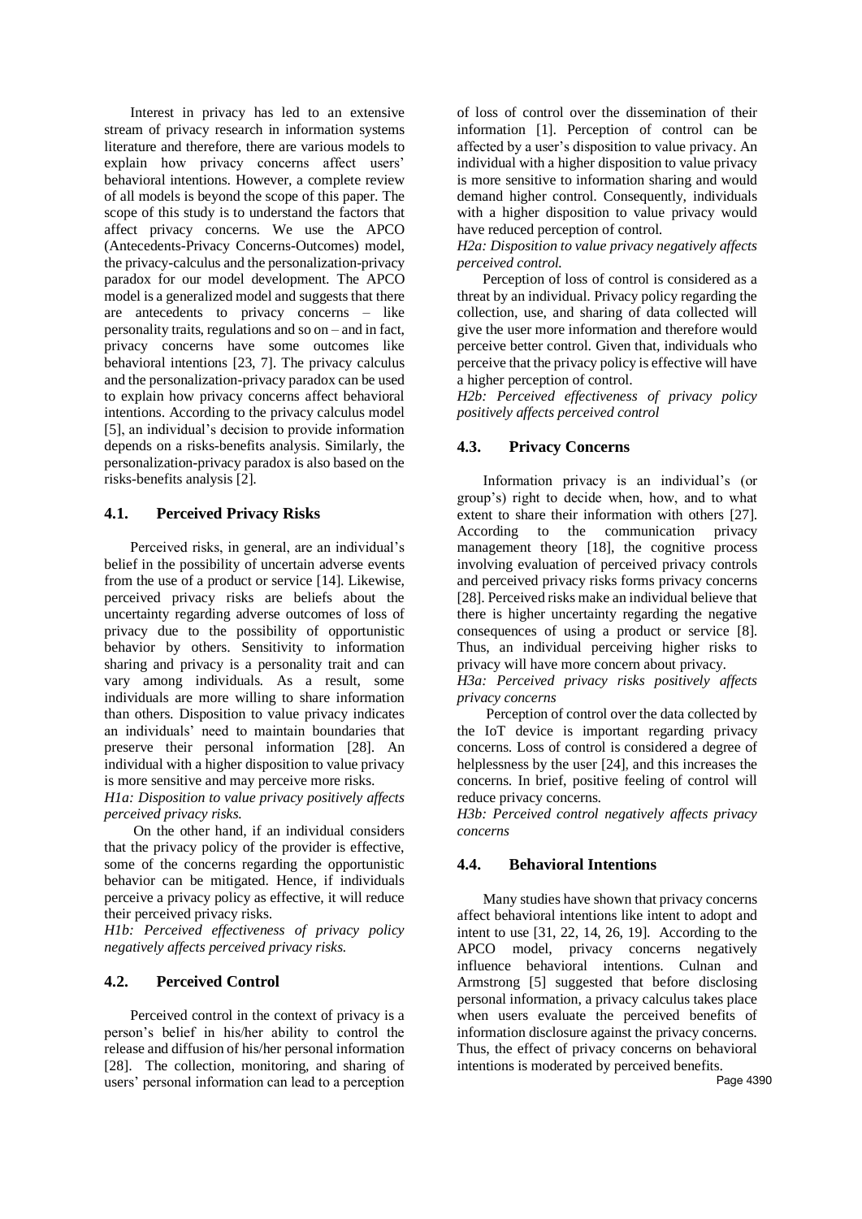Interest in privacy has led to an extensive stream of privacy research in information systems literature and therefore, there are various models to explain how privacy concerns affect users' behavioral intentions. However, a complete review of all models is beyond the scope of this paper. The scope of this study is to understand the factors that affect privacy concerns. We use the APCO (Antecedents-Privacy Concerns-Outcomes) model, the privacy-calculus and the personalization-privacy paradox for our model development. The APCO model is a generalized model and suggests that there are antecedents to privacy concerns – like personality traits, regulations and so on – and in fact, privacy concerns have some outcomes like behavioral intentions [23, 7]. The privacy calculus and the personalization-privacy paradox can be used to explain how privacy concerns affect behavioral intentions. According to the privacy calculus model [5], an individual's decision to provide information depends on a risks-benefits analysis. Similarly, the personalization-privacy paradox is also based on the risks-benefits analysis [2].

## 4.1. Perceived Privacy Risks

Perceived risks, in general, are an individual's belief in the possibility of uncertain adverse events from the use of a product or service [14]. Likewise, perceived privacy risks are beliefs about the uncertainty regarding adverse outcomes of loss of privacy due to the possibility of opportunistic behavior by others. Sensitivity to information sharing and privacy is a personality trait and can vary among individuals. As a result, some individuals are more willing to share information than others. Disposition to value privacy indicates an individuals' need to maintain boundaries that preserve their personal information [28]. An individual with a higher disposition to value privacy is more sensitive and may perceive more risks.

*H1a: Disposition to value privacy positively affects perceived privacy risks.*

On the other hand, if an individual considers that the privacy policy of the provider is effective, some of the concerns regarding the opportunistic behavior can be mitigated. Hence, if individuals perceive a privacy policy as effective, it will reduce their perceived privacy risks.

*H1b: Perceived effectiveness of privacy policy negatively affects perceived privacy risks.*

## 4.2. Perceived Control

Perceived control in the context of privacy is a person's belief in his/her ability to control the release and diffusion of his/her personal information [28]. The collection, monitoring, and sharing of users' personal information can lead to a perception of loss of control over the dissemination of their information [1]. Perception of control can be affected by a user's disposition to value privacy. An individual with a higher disposition to value privacy is more sensitive to information sharing and would demand higher control. Consequently, individuals with a higher disposition to value privacy would have reduced perception of control.

*H2a: Disposition to value privacy negatively affects perceived control.*

Perception of loss of control is considered as a threat by an individual. Privacy policy regarding the collection, use, and sharing of data collected will give the user more information and therefore would perceive better control. Given that, individuals who perceive that the privacy policy is effective will have a higher perception of control.

*H2b: Perceived effectiveness of privacy policy positively affects perceived control*

## 4.3. Privacy Concerns

Information privacy is an individual's (or group's) right to decide when, how, and to what extent to share their information with others [27]. According to the communication privacy management theory [18], the cognitive process involving evaluation of perceived privacy controls and perceived privacy risks forms privacy concerns [28]. Perceived risks make an individual believe that there is higher uncertainty regarding the negative consequences of using a product or service [8]. Thus, an individual perceiving higher risks to privacy will have more concern about privacy.

*H3a: Perceived privacy risks positively affects privacy concerns*

Perception of control over the data collected by the IoT device is important regarding privacy concerns. Loss of control is considered a degree of helplessness by the user [24], and this increases the concerns. In brief, positive feeling of control will reduce privacy concerns.

*H3b: Perceived control negatively affects privacy concerns*

## 4.4. Behavioral Intentions

Many studies have shown that privacy concerns affect behavioral intentions like intent to adopt and intent to use [31, 22, 14, 26, 19]. According to the APCO model, privacy concerns negatively influence behavioral intentions. Culnan and Armstrong [5] suggested that before disclosing personal information, a privacy calculus takes place when users evaluate the perceived benefits of information disclosure against the privacy concerns. Thus, the effect of privacy concerns on behavioral intentions is moderated by perceived benefits.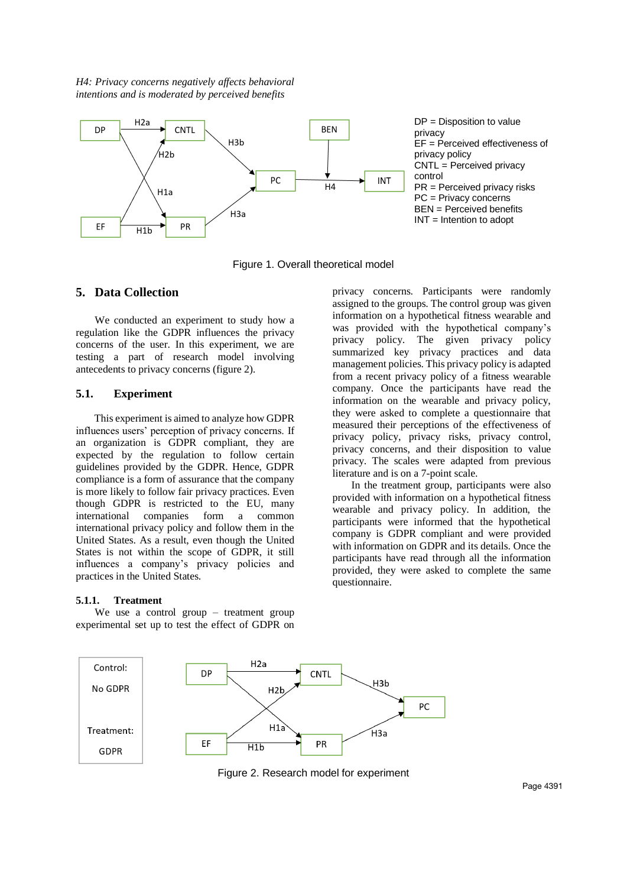*H4: Privacy concerns negatively affects behavioral intentions and is moderated by perceived benefits*

DP = Disposition to value privacy
EF = Perceived effectiveness of privacy policy
CNTL = Perceived privacy control
PR = Perceived privacy risks
PC = Privacy concerns
BEN = Perceived benefits
INT = Intention to adopt

Figure 1. Overall theoretical model

## 5. Data Collection

We conducted an experiment to study how a regulation like the GDPR influences the privacy concerns of the user. In this experiment, we are testing a part of research model involving antecedents to privacy concerns (figure 2).

### 5.1. Experiment

This experiment is aimed to analyze how GDPR influences users' perception of privacy concerns. If an organization is GDPR compliant, they are expected by the regulation to follow certain guidelines provided by the GDPR. Hence, GDPR compliance is a form of assurance that the company is more likely to follow fair privacy practices. Even though GDPR is restricted to the EU, many international companies form a common international privacy policy and follow them in the United States. As a result, even though the United States is not within the scope of GDPR, it still influences a company's privacy policies and practices in the United States.

#### 5.1.1. Treatment

We use a control group – treatment group experimental set up to test the effect of GDPR on privacy concerns. Participants were randomly assigned to the groups. The control group was given information on a hypothetical fitness wearable and was provided with the hypothetical company's privacy policy. The given privacy policy summarized key privacy practices and data management policies. This privacy policy is adapted from a recent privacy policy of a fitness wearable company. Once the participants have read the information on the wearable and privacy policy, they were asked to complete a questionnaire that measured their perceptions of the effectiveness of privacy policy, privacy risks, privacy control, privacy concerns, and their disposition to value privacy. The scales were adapted from previous literature and is on a 7-point scale.

In the treatment group, participants were also provided with information on a hypothetical fitness wearable and privacy policy. In addition, the participants were informed that the hypothetical company is GDPR compliant and were provided with information on GDPR and its details. Once the participants have read through all the information provided, they were asked to complete the same questionnaire.

Control: No GDPR

Treatment: GDPR

Figure 2. Research model for experiment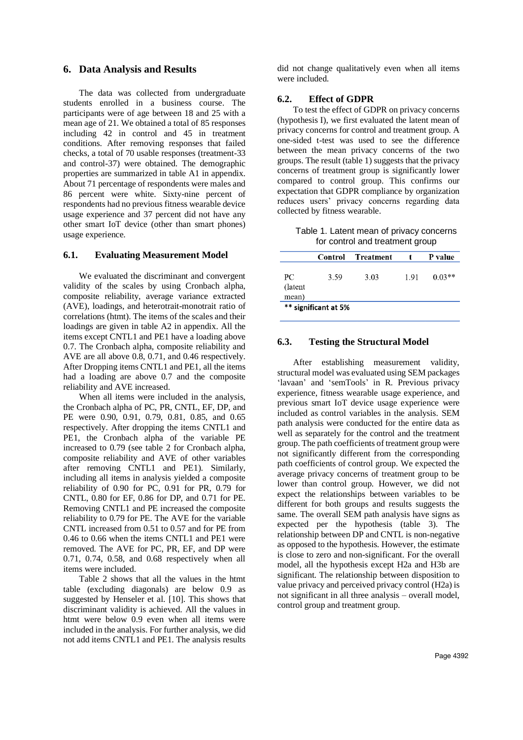# 6. Data Analysis and Results

The data was collected from undergraduate students enrolled in a business course. The participants were of age between 18 and 25 with a mean age of 21. We obtained a total of 85 responses including 42 in control and 45 in treatment conditions. After removing responses that failed checks, a total of 70 usable responses (treatment-33 and control-37) were obtained. The demographic properties are summarized in table A1 in appendix. About 71 percentage of respondents were males and 86 percent were white. Sixty-nine percent of respondents had no previous fitness wearable device usage experience and 37 percent did not have any other smart IoT device (other than smart phones) usage experience.

## 6.1. Evaluating Measurement Model

We evaluated the discriminant and convergent validity of the scales by using Cronbach alpha, composite reliability, average variance extracted (AVE), loadings, and heterotrait-monotrait ratio of correlations (htmt). The items of the scales and their loadings are given in table A2 in appendix. All the items except CNTL1 and PE1 have a loading above 0.7. The Cronbach alpha, composite reliability and AVE are all above 0.8, 0.71, and 0.46 respectively. After Dropping items CNTL1 and PE1, all the items had a loading are above 0.7 and the composite reliability and AVE increased.

When all items were included in the analysis, the Cronbach alpha of PC, PR, CNTL, EF, DP, and PE were 0.90, 0.91, 0.79, 0.81, 0.85, and 0.65 respectively. After dropping the items CNTL1 and PE1, the Cronbach alpha of the variable PE increased to 0.79 (see table 2 for Cronbach alpha, composite reliability and AVE of other variables after removing CNTL1 and PE1). Similarly, including all items in analysis yielded a composite reliability of 0.90 for PC, 0.91 for PR, 0.79 for CNTL, 0.80 for EF, 0.86 for DP, and 0.71 for PE. Removing CNTL1 and PE increased the composite reliability to 0.79 for PE. The AVE for the variable CNTL increased from 0.51 to 0.57 and for PE from 0.46 to 0.66 when the items CNTL1 and PE1 were removed. The AVE for PC, PR, EF, and DP were 0.71, 0.74, 0.58, and 0.68 respectively when all items were included.

Table 2 shows that all the values in the htmt table (excluding diagonals) are below 0.9 as suggested by Henseler et al. [10]. This shows that discriminant validity is achieved. All the values in htmt were below 0.9 even when all items were included in the analysis. For further analysis, we did not add items CNTL1 and PE1. The analysis results did not change qualitatively even when all items were included.

## 6.2. Effect of GDPR

To test the effect of GDPR on privacy concerns (hypothesis I), we first evaluated the latent mean of privacy concerns for control and treatment group. A one-sided t-test was used to see the difference between the mean privacy concerns of the two groups. The result (table 1) suggests that the privacy concerns of treatment group is significantly lower compared to control group. This confirms our expectation that GDPR compliance by organization reduces users' privacy concerns regarding data collected by fitness wearable.

Table 1. Latent mean of privacy concerns for control and treatment group

| | Control | Treatment | t | P value |
|---|---|---|---|---|
| PC (latent mean) | 3.59 | 3.03 | 1.91 | 0.03** |

** significant at 5%

## 6.3. Testing the Structural Model

After establishing measurement validity, structural model was evaluated using SEM packages 'lavaan' and 'semTools' in R. Previous privacy experience, fitness wearable usage experience, and previous smart IoT device usage experience were included as control variables in the analysis. SEM path analysis were conducted for the entire data as well as separately for the control and the treatment group. The path coefficients of treatment group were not significantly different from the corresponding path coefficients of control group. We expected the average privacy concerns of treatment group to be lower than control group. However, we did not expect the relationships between variables to be different for both groups and results suggests the same. The overall SEM path analysis have signs as expected per the hypothesis (table 3). The relationship between DP and CNTL is non-negative as opposed to the hypothesis. However, the estimate is close to zero and non-significant. For the overall model, all the hypothesis except H2a and H3b are significant. The relationship between disposition to value privacy and perceived privacy control (H2a) is not significant in all three analysis – overall model, control group and treatment group.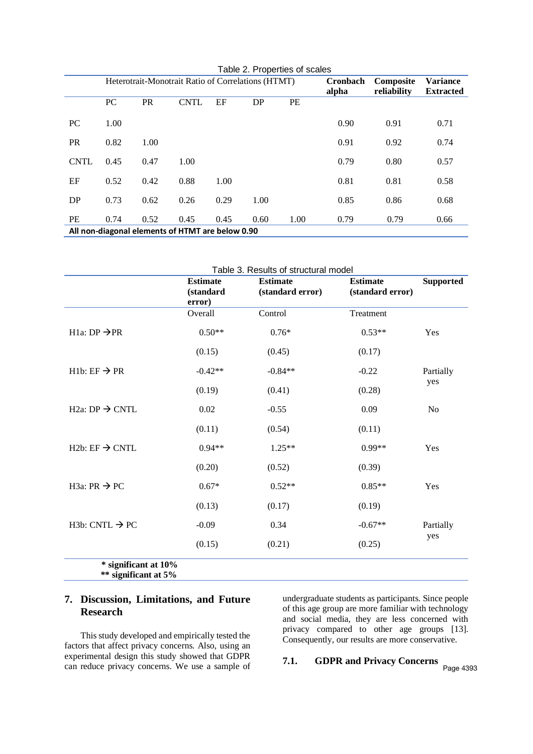Table 2. Properties of scales

| | Heterotrait-Monotrait Ratio of Correlations (HTMT) | | | | | | Cronbach alpha | Composite reliability | Variance Extracted |
|---|---|---|---|---|---|---|---|---|---|
| | PC | PR | CNTL | EF | DP | PE | | | |
| PC | 1.00 | | | | | | 0.90 | 0.91 | 0.71 |
| PR | 0.82 | 1.00 | | | | | 0.91 | 0.92 | 0.74 |
| CNTL | 0.45 | 0.47 | 1.00 | | | | 0.79 | 0.80 | 0.57 |
| EF | 0.52 | 0.42 | 0.88 | 1.00 | | | 0.81 | 0.81 | 0.58 |
| DP | 0.73 | 0.62 | 0.26 | 0.29 | 1.00 | | 0.85 | 0.86 | 0.68 |
| PE | 0.74 | 0.52 | 0.45 | 0.45 | 0.60 | 1.00 | 0.79 | 0.79 | 0.66 |

**All non-diagonal elements of HTMT are below 0.90**

Table 3. Results of structural model

| | Estimate (standard error) | Estimate (standard error) | Estimate (standard error) | Supported |
|---|---|---|---|---|
| | Overall | Control | Treatment | |
| H1a: DP → PR | 0.50** | 0.76* | 0.53** | Yes |
| | (0.15) | (0.45) | (0.17) | |
| H1b: EF → PR | -0.42** | -0.84** | -0.22 | Partially yes |
| | (0.19) | (0.41) | (0.28) | |
| H2a: DP → CNTL | 0.02 | -0.55 | 0.09 | No |
| | (0.11) | (0.54) | (0.11) | |
| H2b: EF → CNTL | 0.94** | 1.25** | 0.99** | Yes |
| | (0.20) | (0.52) | (0.39) | |
| H3a: PR → PC | 0.67* | 0.52** | 0.85** | Yes |
| | (0.13) | (0.17) | (0.19) | |
| H3b: CNTL → PC | -0.09 | 0.34 | -0.67** | Partially yes |
| | (0.15) | (0.21) | (0.25) | |

**\* significant at 10%**
**\*\* significant at 5%**

## 7. Discussion, Limitations, and Future Research

This study developed and empirically tested the factors that affect privacy concerns. Also, using an experimental design this study showed that GDPR can reduce privacy concerns. We use a sample of undergraduate students as participants. Since people of this age group are more familiar with technology and social media, they are less concerned with privacy compared to other age groups [13]. Consequently, our results are more conservative.

### 7.1. GDPR and Privacy Concerns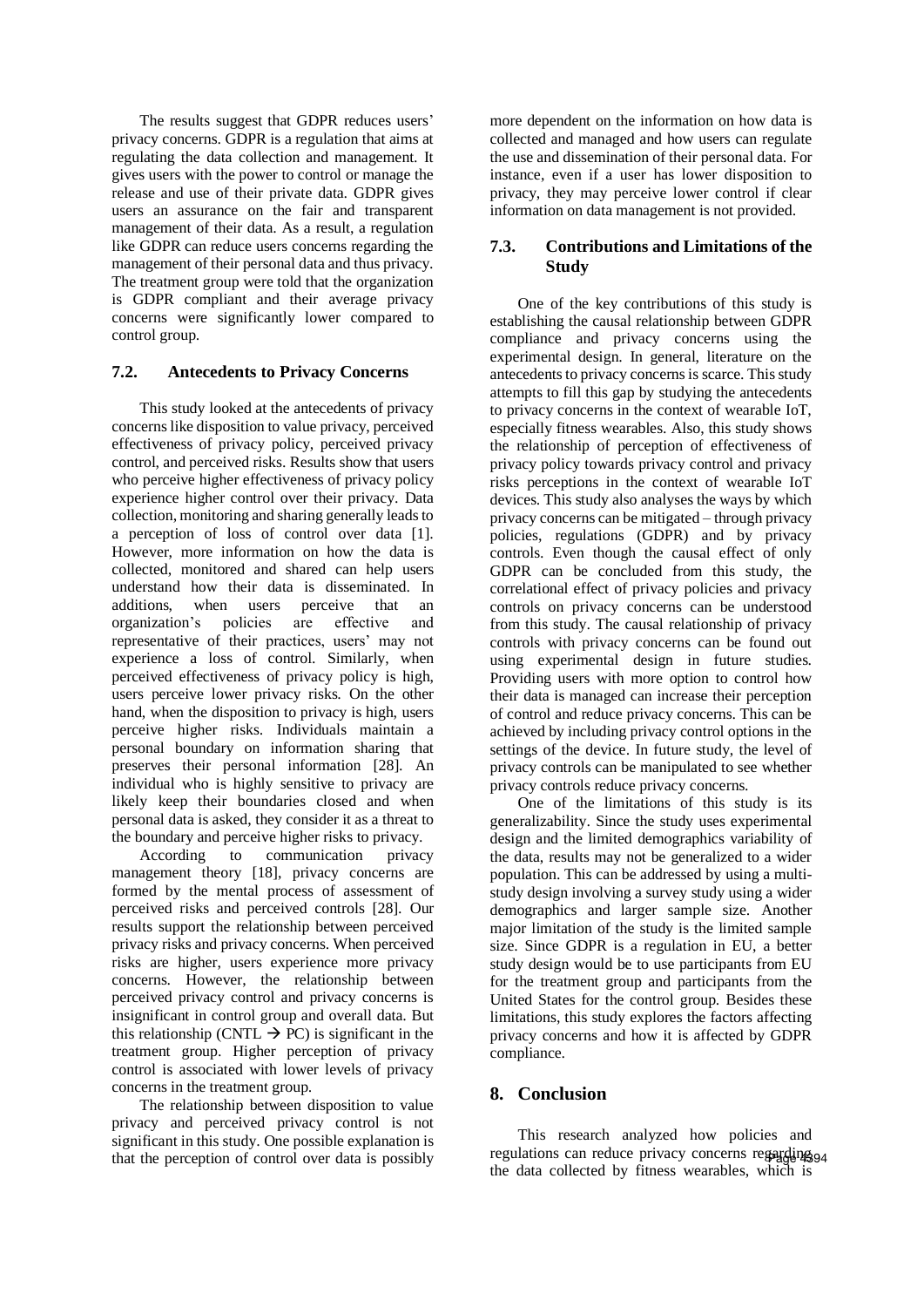The results suggest that GDPR reduces users' privacy concerns. GDPR is a regulation that aims at regulating the data collection and management. It gives users with the power to control or manage the release and use of their private data. GDPR gives users an assurance on the fair and transparent management of their data. As a result, a regulation like GDPR can reduce users concerns regarding the management of their personal data and thus privacy. The treatment group were told that the organization is GDPR compliant and their average privacy concerns were significantly lower compared to control group.

### 7.2. Antecedents to Privacy Concerns

This study looked at the antecedents of privacy concerns like disposition to value privacy, perceived effectiveness of privacy policy, perceived privacy control, and perceived risks. Results show that users who perceive higher effectiveness of privacy policy experience higher control over their privacy. Data collection, monitoring and sharing generally leads to a perception of loss of control over data [1]. However, more information on how the data is collected, monitored and shared can help users understand how their data is disseminated. In additions, when users perceive that an organization's policies are effective and representative of their practices, users' may not experience a loss of control. Similarly, when perceived effectiveness of privacy policy is high, users perceive lower privacy risks. On the other hand, when the disposition to privacy is high, users perceive higher risks. Individuals maintain a personal boundary on information sharing that preserves their personal information [28]. An individual who is highly sensitive to privacy are likely keep their boundaries closed and when personal data is asked, they consider it as a threat to the boundary and perceive higher risks to privacy.

According to communication privacy management theory [18], privacy concerns are formed by the mental process of assessment of perceived risks and perceived controls [28]. Our results support the relationship between perceived privacy risks and privacy concerns. When perceived risks are higher, users experience more privacy concerns. However, the relationship between perceived privacy control and privacy concerns is insignificant in control group and overall data. But this relationship (CNTL $\rightarrow$ PC) is significant in the treatment group. Higher perception of privacy control is associated with lower levels of privacy concerns in the treatment group.

The relationship between disposition to value privacy and perceived privacy control is not significant in this study. One possible explanation is that the perception of control over data is possibly more dependent on the information on how data is collected and managed and how users can regulate the use and dissemination of their personal data. For instance, even if a user has lower disposition to privacy, they may perceive lower control if clear information on data management is not provided.

### 7.3. Contributions and Limitations of the Study

One of the key contributions of this study is establishing the causal relationship between GDPR compliance and privacy concerns using the experimental design. In general, literature on the antecedents to privacy concerns is scarce. This study attempts to fill this gap by studying the antecedents to privacy concerns in the context of wearable IoT, especially fitness wearables. Also, this study shows the relationship of perception of effectiveness of privacy policy towards privacy control and privacy risks perceptions in the context of wearable IoT devices. This study also analyses the ways by which privacy concerns can be mitigated – through privacy policies, regulations (GDPR) and by privacy controls. Even though the causal effect of only GDPR can be concluded from this study, the correlational effect of privacy policies and privacy controls on privacy concerns can be understood from this study. The causal relationship of privacy controls with privacy concerns can be found out using experimental design in future studies. Providing users with more option to control how their data is managed can increase their perception of control and reduce privacy concerns. This can be achieved by including privacy control options in the settings of the device. In future study, the level of privacy controls can be manipulated to see whether privacy controls reduce privacy concerns.

One of the limitations of this study is its generalizability. Since the study uses experimental design and the limited demographics variability of the data, results may not be generalized to a wider population. This can be addressed by using a multi-study design involving a survey study using a wider demographics and larger sample size. Another major limitation of the study is the limited sample size. Since GDPR is a regulation in EU, a better study design would be to use participants from EU for the treatment group and participants from the United States for the control group. Besides these limitations, this study explores the factors affecting privacy concerns and how it is affected by GDPR compliance.

## 8. Conclusion

This research analyzed how policies and regulations can reduce privacy concerns regarding the data collected by fitness wearables, which is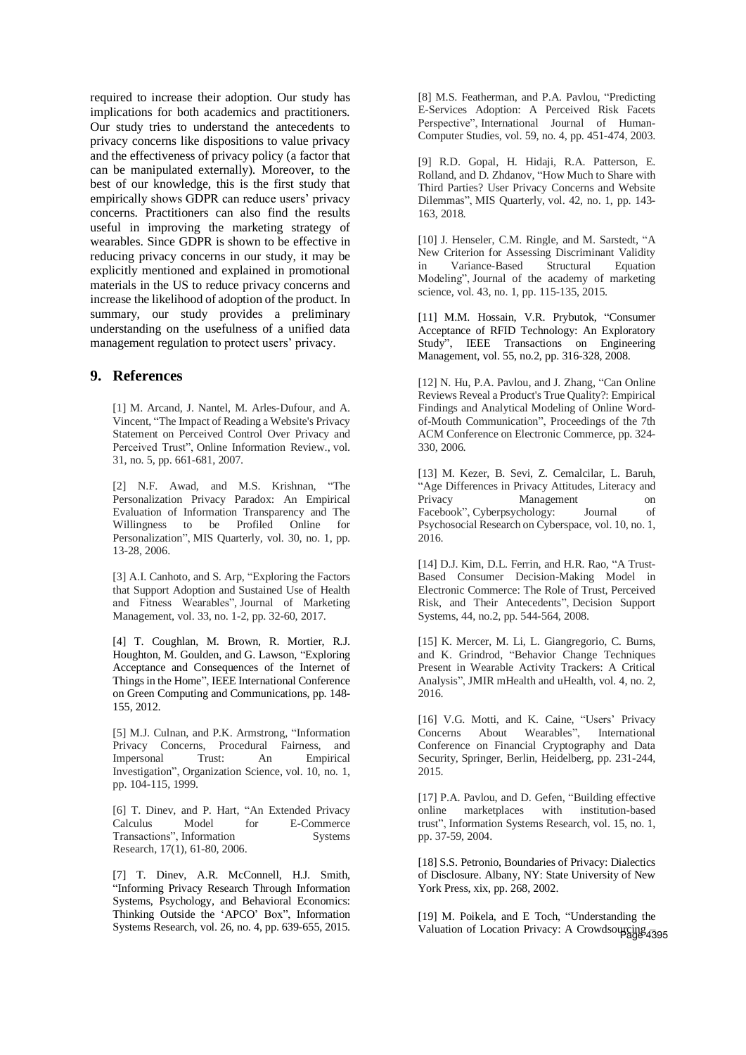required to increase their adoption. Our study has implications for both academics and practitioners. Our study tries to understand the antecedents to privacy concerns like dispositions to value privacy and the effectiveness of privacy policy (a factor that can be manipulated externally). Moreover, to the best of our knowledge, this is the first study that empirically shows GDPR can reduce users' privacy concerns. Practitioners can also find the results useful in improving the marketing strategy of wearables. Since GDPR is shown to be effective in reducing privacy concerns in our study, it may be explicitly mentioned and explained in promotional materials in the US to reduce privacy concerns and increase the likelihood of adoption of the product. In summary, our study provides a preliminary understanding on the usefulness of a unified data management regulation to protect users' privacy.

## 9. References

[1] M. Arcand, J. Nantel, M. Arles-Dufour, and A. Vincent, "The Impact of Reading a Website's Privacy Statement on Perceived Control Over Privacy and Perceived Trust", Online Information Review., vol. 31, no. 5, pp. 661-681, 2007.

[2] N.F. Awad, and M.S. Krishnan, "The Personalization Privacy Paradox: An Empirical Evaluation of Information Transparency and The Willingness to be Profiled Online for Personalization", MIS Quarterly, vol. 30, no. 1, pp. 13-28, 2006.

[3] A.I. Canhoto, and S. Arp, "Exploring the Factors that Support Adoption and Sustained Use of Health and Fitness Wearables", Journal of Marketing Management, vol. 33, no. 1-2, pp. 32-60, 2017.

[4] T. Coughlan, M. Brown, R. Mortier, R.J. Houghton, M. Goulden, and G. Lawson, "Exploring Acceptance and Consequences of the Internet of Things in the Home", IEEE International Conference on Green Computing and Communications, pp. 148-155, 2012.

[5] M.J. Culnan, and P.K. Armstrong, "Information Privacy Concerns, Procedural Fairness, and Impersonal Trust: An Empirical Investigation", Organization Science, vol. 10, no. 1, pp. 104-115, 1999.

[6] T. Dinev, and P. Hart, "An Extended Privacy Calculus Model for E-Commerce Transactions", Information Systems Research, 17(1), 61-80, 2006.

[7] T. Dinev, A.R. McConnell, H.J. Smith, "Informing Privacy Research Through Information Systems, Psychology, and Behavioral Economics: Thinking Outside the 'APCO' Box", Information Systems Research, vol. 26, no. 4, pp. 639-655, 2015.

[8] M.S. Featherman, and P.A. Pavlou, "Predicting E-Services Adoption: A Perceived Risk Facets Perspective", International Journal of Human-Computer Studies, vol. 59, no. 4, pp. 451-474, 2003.

[9] R.D. Gopal, H. Hidaji, R.A. Patterson, E. Rolland, and D. Zhdanov, "How Much to Share with Third Parties? User Privacy Concerns and Website Dilemmas", MIS Quarterly, vol. 42, no. 1, pp. 143-163, 2018.

[10] J. Henseler, C.M. Ringle, and M. Sarstedt, "A New Criterion for Assessing Discriminant Validity in Variance-Based Structural Equation Modeling", Journal of the academy of marketing science, vol. 43, no. 1, pp. 115-135, 2015.

[11] M.M. Hossain, V.R. Prybutok, "Consumer Acceptance of RFID Technology: An Exploratory Study", IEEE Transactions on Engineering Management, vol. 55, no.2, pp. 316-328, 2008.

[12] N. Hu, P.A. Pavlou, and J. Zhang, "Can Online Reviews Reveal a Product's True Quality?: Empirical Findings and Analytical Modeling of Online Word-of-Mouth Communication", Proceedings of the 7th ACM Conference on Electronic Commerce, pp. 324-330, 2006.

[13] M. Kezer, B. Sevi, Z. Cemalcilar, L. Baruh, "Age Differences in Privacy Attitudes, Literacy and Privacy Management on Facebook", Cyberpsychology: Journal of Psychosocial Research on Cyberspace, vol. 10, no. 1, 2016.

[14] D.J. Kim, D.L. Ferrin, and H.R. Rao, "A Trust-Based Consumer Decision-Making Model in Electronic Commerce: The Role of Trust, Perceived Risk, and Their Antecedents", Decision Support Systems, 44, no.2, pp. 544-564, 2008.

[15] K. Mercer, M. Li, L. Giangregorio, C. Burns, and K. Grindrod, "Behavior Change Techniques Present in Wearable Activity Trackers: A Critical Analysis", JMIR mHealth and uHealth, vol. 4, no. 2, 2016.

[16] V.G. Motti, and K. Caine, "Users' Privacy Concerns About Wearables", International Conference on Financial Cryptography and Data Security, Springer, Berlin, Heidelberg, pp. 231-244, 2015.

[17] P.A. Pavlou, and D. Gefen, "Building effective online marketplaces with institution-based trust", Information Systems Research, vol. 15, no. 1, pp. 37-59, 2004.

[18] S.S. Petronio, Boundaries of Privacy: Dialectics of Disclosure. Albany, NY: State University of New York Press, xix, pp. 268, 2002.

[19] M. Poikela, and E Toch, "Understanding the Valuation of Location Privacy: A Crowdsourcing-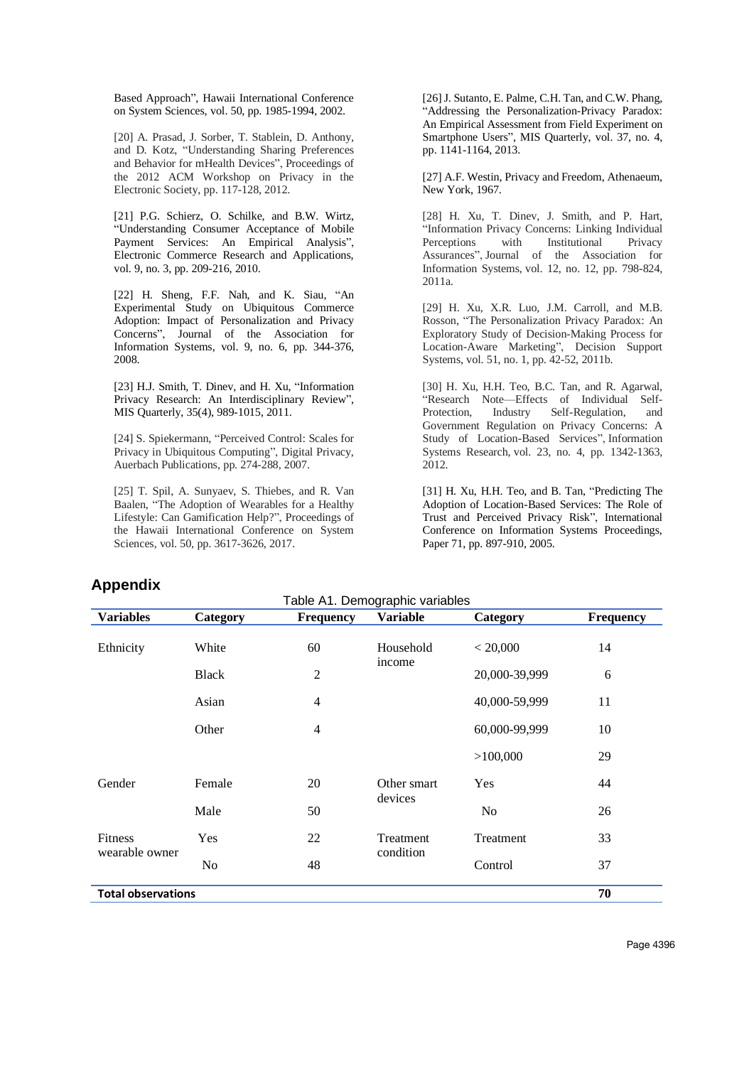Based Approach", Hawaii International Conference on System Sciences, vol. 50, pp. 1985-1994, 2002.

[20] A. Prasad, J. Sorber, T. Stablein, D. Anthony, and D. Kotz, "Understanding Sharing Preferences and Behavior for mHealth Devices", Proceedings of the 2012 ACM Workshop on Privacy in the Electronic Society, pp. 117-128, 2012.

[21] P.G. Schierz, O. Schilke, and B.W. Wirtz, "Understanding Consumer Acceptance of Mobile Payment Services: An Empirical Analysis", Electronic Commerce Research and Applications, vol. 9, no. 3, pp. 209-216, 2010.

[22] H. Sheng, F.F. Nah, and K. Siau, "An Experimental Study on Ubiquitous Commerce Adoption: Impact of Personalization and Privacy Concerns", Journal of the Association for Information Systems, vol. 9, no. 6, pp. 344-376, 2008.

[23] H.J. Smith, T. Dinev, and H. Xu, "Information Privacy Research: An Interdisciplinary Review", MIS Quarterly, 35(4), 989-1015, 2011.

[24] S. Spiekermann, "Perceived Control: Scales for Privacy in Ubiquitous Computing", Digital Privacy, Auerbach Publications, pp. 274-288, 2007.

[25] T. Spil, A. Sunyaev, S. Thiebes, and R. Van Baalen, "The Adoption of Wearables for a Healthy Lifestyle: Can Gamification Help?", Proceedings of the Hawaii International Conference on System Sciences, vol. 50, pp. 3617-3626, 2017.

[26] J. Sutanto, E. Palme, C.H. Tan, and C.W. Phang, "Addressing the Personalization-Privacy Paradox: An Empirical Assessment from Field Experiment on Smartphone Users", MIS Quarterly, vol. 37, no. 4, pp. 1141-1164, 2013.

[27] A.F. Westin, Privacy and Freedom, Athenaeum, New York, 1967.

[28] H. Xu, T. Dinev, J. Smith, and P. Hart, "Information Privacy Concerns: Linking Individual Perceptions with Institutional Privacy Assurances", Journal of the Association for Information Systems, vol. 12, no. 12, pp. 798-824, 2011a.

[29] H. Xu, X.R. Luo, J.M. Carroll, and M.B. Rosson, "The Personalization Privacy Paradox: An Exploratory Study of Decision-Making Process for Location-Aware Marketing", Decision Support Systems, vol. 51, no. 1, pp. 42-52, 2011b.

[30] H. Xu, H.H. Teo, B.C. Tan, and R. Agarwal, "Research Note—Effects of Individual Self-Protection, Industry Self-Regulation, and Government Regulation on Privacy Concerns: A Study of Location-Based Services", Information Systems Research, vol. 23, no. 4, pp. 1342-1363, 2012.

[31] H. Xu, H.H. Teo, and B. Tan, "Predicting The Adoption of Location-Based Services: The Role of Trust and Perceived Privacy Risk", International Conference on Information Systems Proceedings, Paper 71, pp. 897-910, 2005.

## Appendix

Table A1. Demographic variables

| Variables | Category | Frequency | Variable | Category | Frequency |
|---|---|---|---|---|---|
| Ethnicity | White | 60 | Household income | < 20,000 | 14 |
| | Black | 2 | | 20,000-39,999 | 6 |
| | Asian | 4 | | 40,000-59,999 | 11 |
| | Other | 4 | | 60,000-99,999 | 10 |
| | | | | >100,000 | 29 |
| Gender | Female | 20 | Other smart devices | Yes | 44 |
| | Male | 50 | | No | 26 |
| Fitness wearable owner | Yes | 22 | Treatment condition | Treatment | 33 |
| | No | 48 | | Control | 37 |
| **Total observations** | | | | | **70** |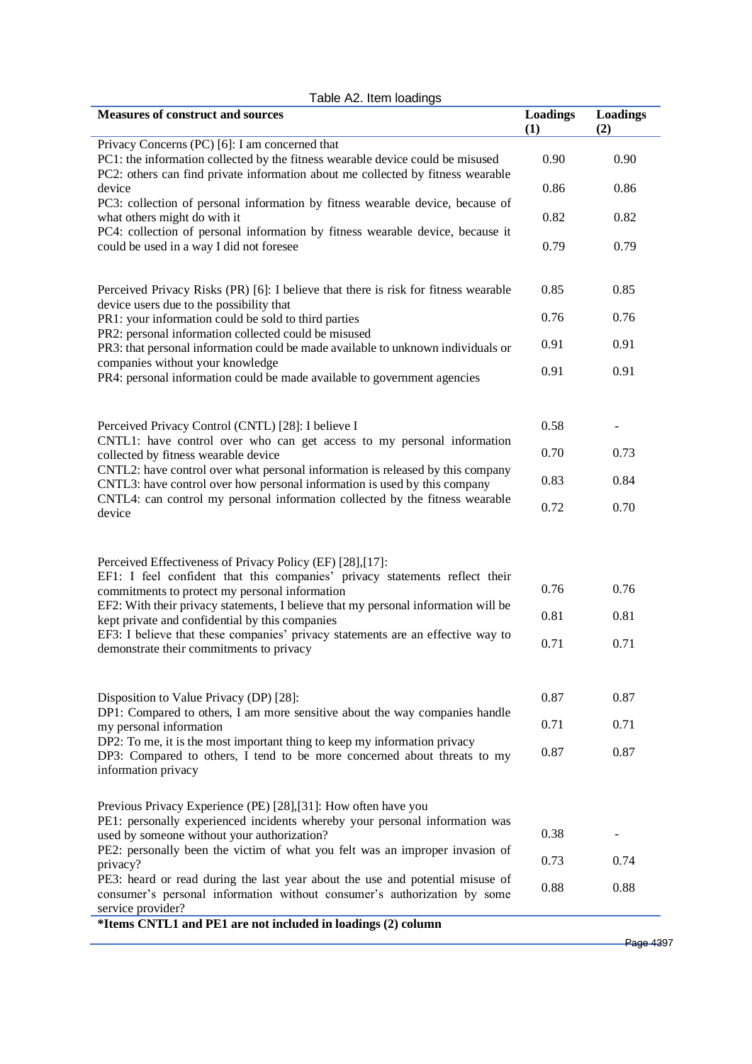Table A2. Item loadings

| Measures of construct and sources | Loadings (1) | Loadings (2) |
|---|---|---|
| Privacy Concerns (PC) [6]: I am concerned that | | |
| PC1: the information collected by the fitness wearable device could be misused | 0.90 | 0.90 |
| PC2: others can find private information about me collected by fitness wearable device | 0.86 | 0.86 |
| PC3: collection of personal information by fitness wearable device, because of what others might do with it | 0.82 | 0.82 |
| PC4: collection of personal information by fitness wearable device, because it could be used in a way I did not foresee | 0.79 | 0.79 |
| Perceived Privacy Risks (PR) [6]: I believe that there is risk for fitness wearable device users due to the possibility that | | |
| PR1: your information could be sold to third parties | 0.85 | 0.85 |
| PR2: personal information collected could be misused | 0.76 | 0.76 |
| PR3: that personal information could be made available to unknown individuals or companies without your knowledge | 0.91 | 0.91 |
| PR4: personal information could be made available to government agencies | 0.91 | 0.91 |
| Perceived Privacy Control (CNTL) [28]: I believe I | | |
| CNTL1: have control over who can get access to my personal information collected by fitness wearable device | 0.58 | - |
| CNTL2: have control over what personal information is released by this company | 0.70 | 0.73 |
| CNTL3: have control over how personal information is used by this company | 0.83 | 0.84 |
| CNTL4: can control my personal information collected by the fitness wearable device | 0.72 | 0.70 |
| Perceived Effectiveness of Privacy Policy (EF) [28],[17]: | | |
| EF1: I feel confident that this companies' privacy statements reflect their commitments to protect my personal information | 0.76 | 0.76 |
| EF2: With their privacy statements, I believe that my personal information will be kept private and confidential by this companies | 0.81 | 0.81 |
| EF3: I believe that these companies' privacy statements are an effective way to demonstrate their commitments to privacy | 0.71 | 0.71 |
| Disposition to Value Privacy (DP) [28]: | | |
| DP1: Compared to others, I am more sensitive about the way companies handle my personal information | 0.87 | 0.87 |
| DP2: To me, it is the most important thing to keep my information privacy | 0.71 | 0.71 |
| DP3: Compared to others, I tend to be more concerned about threats to my information privacy | 0.87 | 0.87 |
| Previous Privacy Experience (PE) [28],[31]: How often have you | | |
| PE1: personally experienced incidents whereby your personal information was used by someone without your authorization? | 0.38 | - |
| PE2: personally been the victim of what you felt was an improper invasion of privacy? | 0.73 | 0.74 |
| PE3: heard or read during the last year about the use and potential misuse of consumer's personal information without consumer's authorization by some service provider? | 0.88 | 0.88 |

**\*Items CNTL1 and PE1 are not included in loadings (2) column**